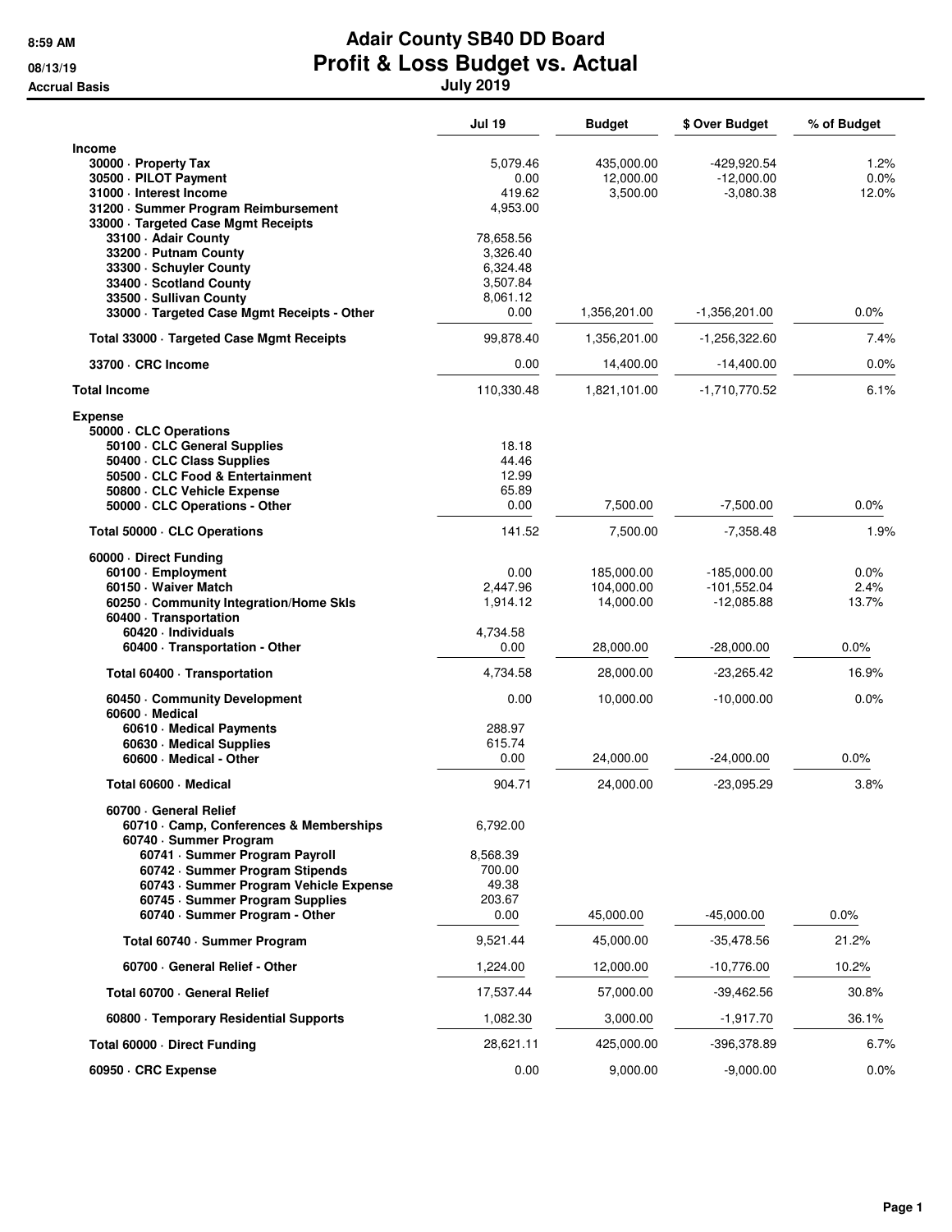# Adair County SB40 DD Board
## Profit & Loss Budget vs. Actual
### July 2019

8:59 AM
08/13/19
Accrual Basis

| | Jul 19 | Budget | $ Over Budget | % of Budget |
|---|---|---|---|---|
| **Income** | | | | |
| 30000 · Property Tax | 5,079.46 | 435,000.00 | -429,920.54 | 1.2% |
| 30500 · PILOT Payment | 0.00 | 12,000.00 | -12,000.00 | 0.0% |
| 31000 · Interest Income | 419.62 | 3,500.00 | -3,080.38 | 12.0% |
| 31200 · Summer Program Reimbursement | 4,953.00 | | | |
| 33000 · Targeted Case Mgmt Receipts | | | | |
| 33100 · Adair County | 78,658.56 | | | |
| 33200 · Putnam County | 3,326.40 | | | |
| 33300 · Schuyler County | 6,324.48 | | | |
| 33400 · Scotland County | 3,507.84 | | | |
| 33500 · Sullivan County | 8,061.12 | | | |
| 33000 · Targeted Case Mgmt Receipts - Other | 0.00 | 1,356,201.00 | -1,356,201.00 | 0.0% |
| Total 33000 · Targeted Case Mgmt Receipts | 99,878.40 | 1,356,201.00 | -1,256,322.60 | 7.4% |
| 33700 · CRC Income | 0.00 | 14,400.00 | -14,400.00 | 0.0% |
| **Total Income** | 110,330.48 | 1,821,101.00 | -1,710,770.52 | 6.1% |
| **Expense** | | | | |
| 50000 · CLC Operations | | | | |
| 50100 · CLC General Supplies | 18.18 | | | |
| 50400 · CLC Class Supplies | 44.46 | | | |
| 50500 · CLC Food & Entertainment | 12.99 | | | |
| 50800 · CLC Vehicle Expense | 65.89 | | | |
| 50000 · CLC Operations - Other | 0.00 | 7,500.00 | -7,500.00 | 0.0% |
| Total 50000 · CLC Operations | 141.52 | 7,500.00 | -7,358.48 | 1.9% |
| 60000 · Direct Funding | | | | |
| 60100 · Employment | 0.00 | 185,000.00 | -185,000.00 | 0.0% |
| 60150 · Waiver Match | 2,447.96 | 104,000.00 | -101,552.04 | 2.4% |
| 60250 · Community Integration/Home Skls | 1,914.12 | 14,000.00 | -12,085.88 | 13.7% |
| 60400 · Transportation | | | | |
| 60420 · Individuals | 4,734.58 | | | |
| 60400 · Transportation - Other | 0.00 | 28,000.00 | -28,000.00 | 0.0% |
| Total 60400 · Transportation | 4,734.58 | 28,000.00 | -23,265.42 | 16.9% |
| 60450 · Community Development | 0.00 | 10,000.00 | -10,000.00 | 0.0% |
| 60600 · Medical | | | | |
| 60610 · Medical Payments | 288.97 | | | |
| 60630 · Medical Supplies | 615.74 | | | |
| 60600 · Medical - Other | 0.00 | 24,000.00 | -24,000.00 | 0.0% |
| Total 60600 · Medical | 904.71 | 24,000.00 | -23,095.29 | 3.8% |
| 60700 · General Relief | | | | |
| 60710 · Camp, Conferences & Memberships | 6,792.00 | | | |
| 60740 · Summer Program | | | | |
| 60741 · Summer Program Payroll | 8,568.39 | | | |
| 60742 · Summer Program Stipends | 700.00 | | | |
| 60743 · Summer Program Vehicle Expense | 49.38 | | | |
| 60745 · Summer Program Supplies | 203.67 | | | |
| 60740 · Summer Program - Other | 0.00 | 45,000.00 | -45,000.00 | 0.0% |
| Total 60740 · Summer Program | 9,521.44 | 45,000.00 | -35,478.56 | 21.2% |
| 60700 · General Relief - Other | 1,224.00 | 12,000.00 | -10,776.00 | 10.2% |
| Total 60700 · General Relief | 17,537.44 | 57,000.00 | -39,462.56 | 30.8% |
| 60800 · Temporary Residential Supports | 1,082.30 | 3,000.00 | -1,917.70 | 36.1% |
| Total 60000 · Direct Funding | 28,621.11 | 425,000.00 | -396,378.89 | 6.7% |
| 60950 · CRC Expense | 0.00 | 9,000.00 | -9,000.00 | 0.0% |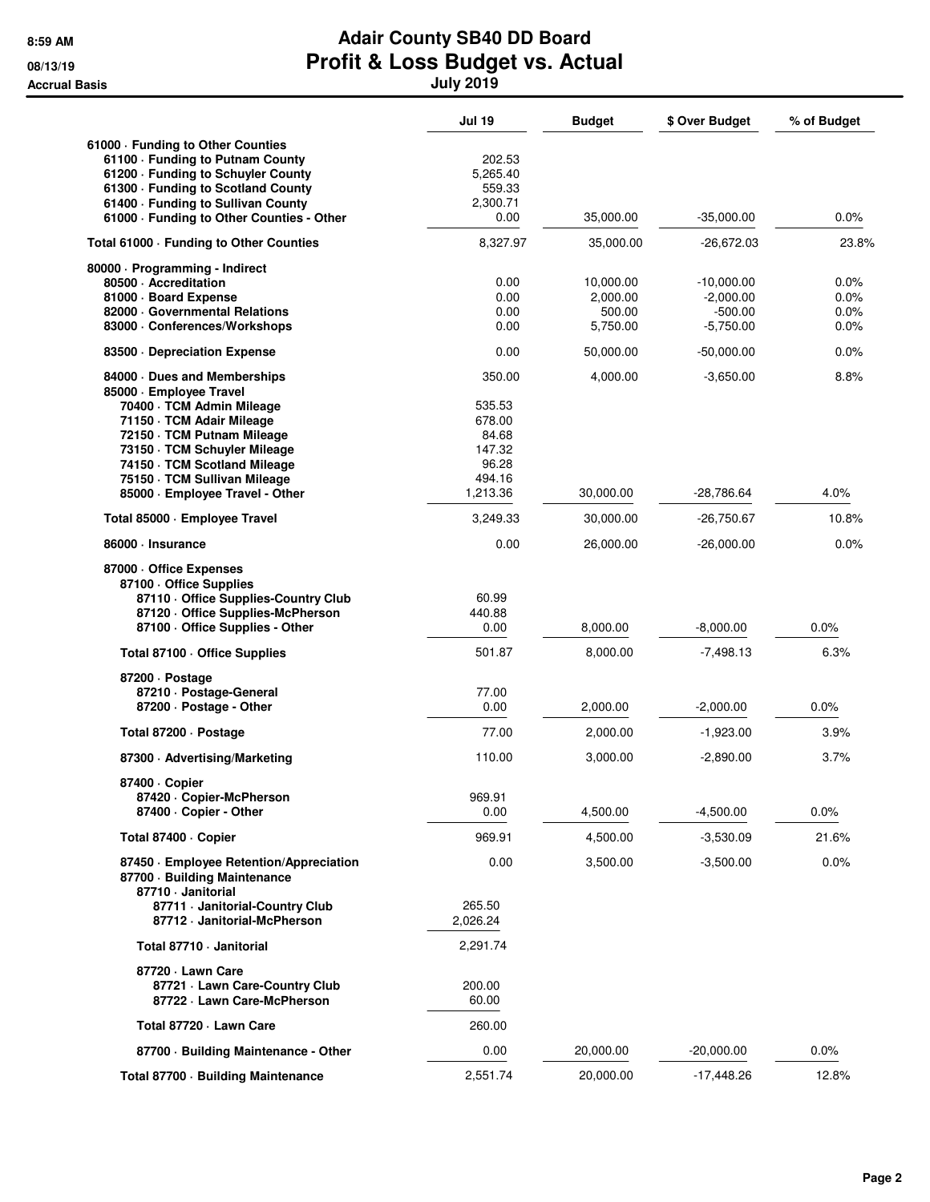# Adair County SB40 DD Board

## Profit & Loss Budget vs. Actual

**July 2019**

8:59 AM
08/13/19
Accrual Basis

| | Jul 19 | Budget | $ Over Budget | % of Budget |
|---|---|---|---|---|
| **61000 · Funding to Other Counties** | | | | |
| 61100 · Funding to Putnam County | 202.53 | | | |
| 61200 · Funding to Schuyler County | 5,265.40 | | | |
| 61300 · Funding to Scotland County | 559.33 | | | |
| 61400 · Funding to Sullivan County | 2,300.71 | | | |
| 61000 · Funding to Other Counties - Other | 0.00 | 35,000.00 | -35,000.00 | 0.0% |
| **Total 61000 · Funding to Other Counties** | 8,327.97 | 35,000.00 | -26,672.03 | 23.8% |
| **80000 · Programming - Indirect** | | | | |
| 80500 · Accreditation | 0.00 | 10,000.00 | -10,000.00 | 0.0% |
| 81000 · Board Expense | 0.00 | 2,000.00 | -2,000.00 | 0.0% |
| 82000 · Governmental Relations | 0.00 | 500.00 | -500.00 | 0.0% |
| 83000 · Conferences/Workshops | 0.00 | 5,750.00 | -5,750.00 | 0.0% |
| 83500 · Depreciation Expense | 0.00 | 50,000.00 | -50,000.00 | 0.0% |
| 84000 · Dues and Memberships | 350.00 | 4,000.00 | -3,650.00 | 8.8% |
| 85000 · Employee Travel | | | | |
| 70400 · TCM Admin Mileage | 535.53 | | | |
| 71150 · TCM Adair Mileage | 678.00 | | | |
| 72150 · TCM Putnam Mileage | 84.68 | | | |
| 73150 · TCM Schuyler Mileage | 147.32 | | | |
| 74150 · TCM Scotland Mileage | 96.28 | | | |
| 75150 · TCM Sullivan Mileage | 494.16 | | | |
| 85000 · Employee Travel - Other | 1,213.36 | 30,000.00 | -28,786.64 | 4.0% |
| **Total 85000 · Employee Travel** | 3,249.33 | 30,000.00 | -26,750.67 | 10.8% |
| 86000 · Insurance | 0.00 | 26,000.00 | -26,000.00 | 0.0% |
| 87000 · Office Expenses | | | | |
| 87100 · Office Supplies | | | | |
| 87110 · Office Supplies-Country Club | 60.99 | | | |
| 87120 · Office Supplies-McPherson | 440.88 | | | |
| 87100 · Office Supplies - Other | 0.00 | 8,000.00 | -8,000.00 | 0.0% |
| **Total 87100 · Office Supplies** | 501.87 | 8,000.00 | -7,498.13 | 6.3% |
| 87200 · Postage | | | | |
| 87210 · Postage-General | 77.00 | | | |
| 87200 · Postage - Other | 0.00 | 2,000.00 | -2,000.00 | 0.0% |
| **Total 87200 · Postage** | 77.00 | 2,000.00 | -1,923.00 | 3.9% |
| 87300 · Advertising/Marketing | 110.00 | 3,000.00 | -2,890.00 | 3.7% |
| 87400 · Copier | | | | |
| 87420 · Copier-McPherson | 969.91 | | | |
| 87400 · Copier - Other | 0.00 | 4,500.00 | -4,500.00 | 0.0% |
| **Total 87400 · Copier** | 969.91 | 4,500.00 | -3,530.09 | 21.6% |
| 87450 · Employee Retention/Appreciation | 0.00 | 3,500.00 | -3,500.00 | 0.0% |
| 87700 · Building Maintenance | | | | |
| 87710 · Janitorial | | | | |
| 87711 · Janitorial-Country Club | 265.50 | | | |
| 87712 · Janitorial-McPherson | 2,026.24 | | | |
| **Total 87710 · Janitorial** | 2,291.74 | | | |
| 87720 · Lawn Care | | | | |
| 87721 · Lawn Care-Country Club | 200.00 | | | |
| 87722 · Lawn Care-McPherson | 60.00 | | | |
| **Total 87720 · Lawn Care** | 260.00 | | | |
| 87700 · Building Maintenance - Other | 0.00 | 20,000.00 | -20,000.00 | 0.0% |
| **Total 87700 · Building Maintenance** | 2,551.74 | 20,000.00 | -17,448.26 | 12.8% |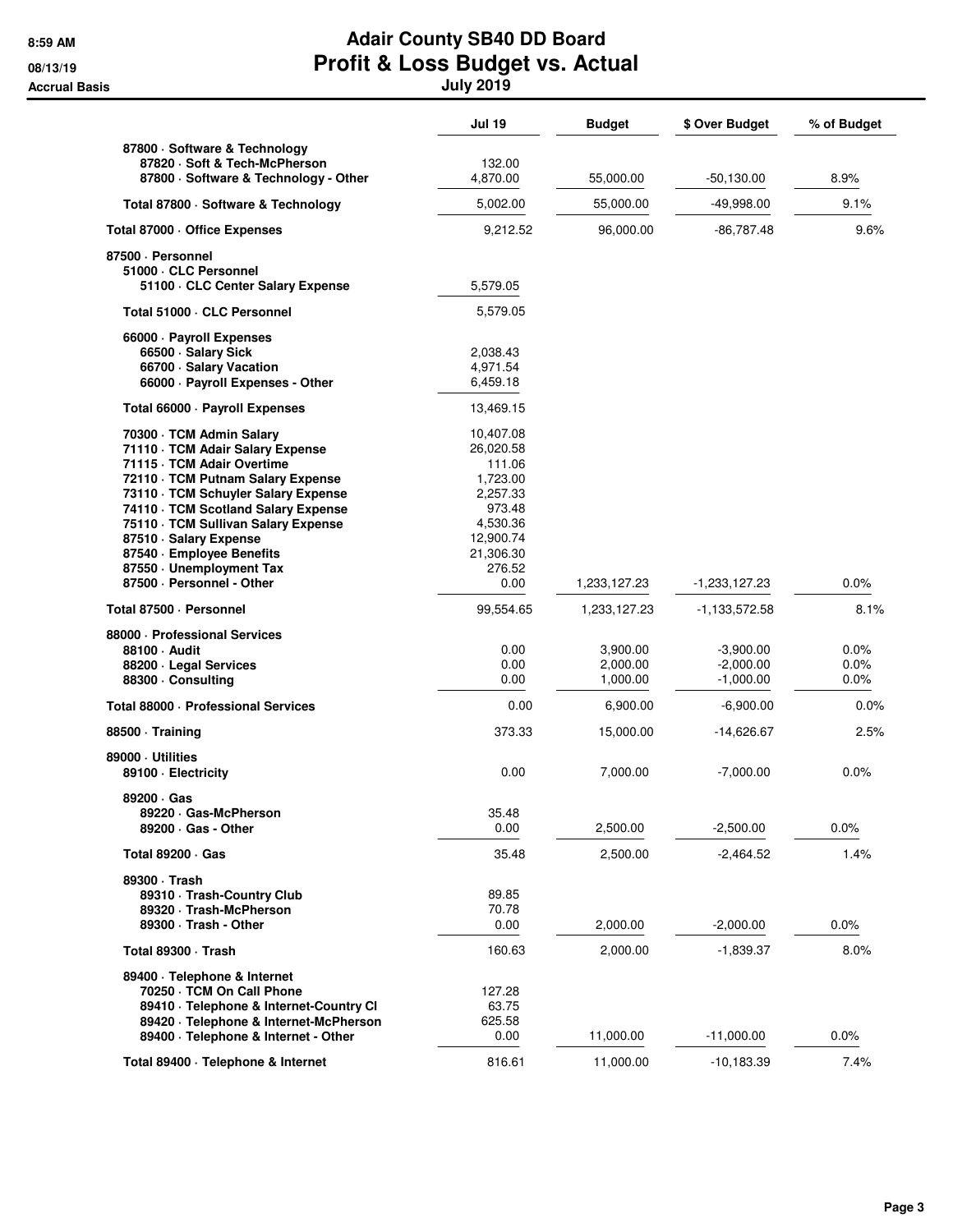# Adair County SB40 DD Board
## Profit & Loss Budget vs. Actual
### July 2019

Accrual Basis

| | Jul 19 | Budget | $ Over Budget | % of Budget |
|---|---|---|---|---|
| 87800 · Software & Technology | | | | |
| 87820 · Soft & Tech-McPherson | 132.00 | | | |
| 87800 · Software & Technology - Other | 4,870.00 | 55,000.00 | -50,130.00 | 8.9% |
| **Total 87800 · Software & Technology** | 5,002.00 | 55,000.00 | -49,998.00 | 9.1% |
| **Total 87000 · Office Expenses** | 9,212.52 | 96,000.00 | -86,787.48 | 9.6% |
| 87500 · Personnel | | | | |
| 51000 · CLC Personnel | | | | |
| 51100 · CLC Center Salary Expense | 5,579.05 | | | |
| **Total 51000 · CLC Personnel** | 5,579.05 | | | |
| 66000 · Payroll Expenses | | | | |
| 66500 · Salary Sick | 2,038.43 | | | |
| 66700 · Salary Vacation | 4,971.54 | | | |
| 66000 · Payroll Expenses - Other | 6,459.18 | | | |
| **Total 66000 · Payroll Expenses** | 13,469.15 | | | |
| 70300 · TCM Admin Salary | 10,407.08 | | | |
| 71110 · TCM Adair Salary Expense | 26,020.58 | | | |
| 71115 · TCM Adair Overtime | 111.06 | | | |
| 72110 · TCM Putnam Salary Expense | 1,723.00 | | | |
| 73110 · TCM Schuyler Salary Expense | 2,257.33 | | | |
| 74110 · TCM Scotland Salary Expense | 973.48 | | | |
| 75110 · TCM Sullivan Salary Expense | 4,530.36 | | | |
| 87510 · Salary Expense | 12,900.74 | | | |
| 87540 · Employee Benefits | 21,306.30 | | | |
| 87550 · Unemployment Tax | 276.52 | | | |
| 87500 · Personnel - Other | 0.00 | 1,233,127.23 | -1,233,127.23 | 0.0% |
| **Total 87500 · Personnel** | 99,554.65 | 1,233,127.23 | -1,133,572.58 | 8.1% |
| 88000 · Professional Services | | | | |
| 88100 · Audit | 0.00 | 3,900.00 | -3,900.00 | 0.0% |
| 88200 · Legal Services | 0.00 | 2,000.00 | -2,000.00 | 0.0% |
| 88300 · Consulting | 0.00 | 1,000.00 | -1,000.00 | 0.0% |
| **Total 88000 · Professional Services** | 0.00 | 6,900.00 | -6,900.00 | 0.0% |
| 88500 · Training | 373.33 | 15,000.00 | -14,626.67 | 2.5% |
| 89000 · Utilities | | | | |
| 89100 · Electricity | 0.00 | 7,000.00 | -7,000.00 | 0.0% |
| 89200 · Gas | | | | |
| 89220 · Gas-McPherson | 35.48 | | | |
| 89200 · Gas - Other | 0.00 | 2,500.00 | -2,500.00 | 0.0% |
| **Total 89200 · Gas** | 35.48 | 2,500.00 | -2,464.52 | 1.4% |
| 89300 · Trash | | | | |
| 89310 · Trash-Country Club | 89.85 | | | |
| 89320 · Trash-McPherson | 70.78 | | | |
| 89300 · Trash - Other | 0.00 | 2,000.00 | -2,000.00 | 0.0% |
| **Total 89300 · Trash** | 160.63 | 2,000.00 | -1,839.37 | 8.0% |
| 89400 · Telephone & Internet | | | | |
| 70250 · TCM On Call Phone | 127.28 | | | |
| 89410 · Telephone & Internet-Country Cl | 63.75 | | | |
| 89420 · Telephone & Internet-McPherson | 625.58 | | | |
| 89400 · Telephone & Internet - Other | 0.00 | 11,000.00 | -11,000.00 | 0.0% |
| **Total 89400 · Telephone & Internet** | 816.61 | 11,000.00 | -10,183.39 | 7.4% |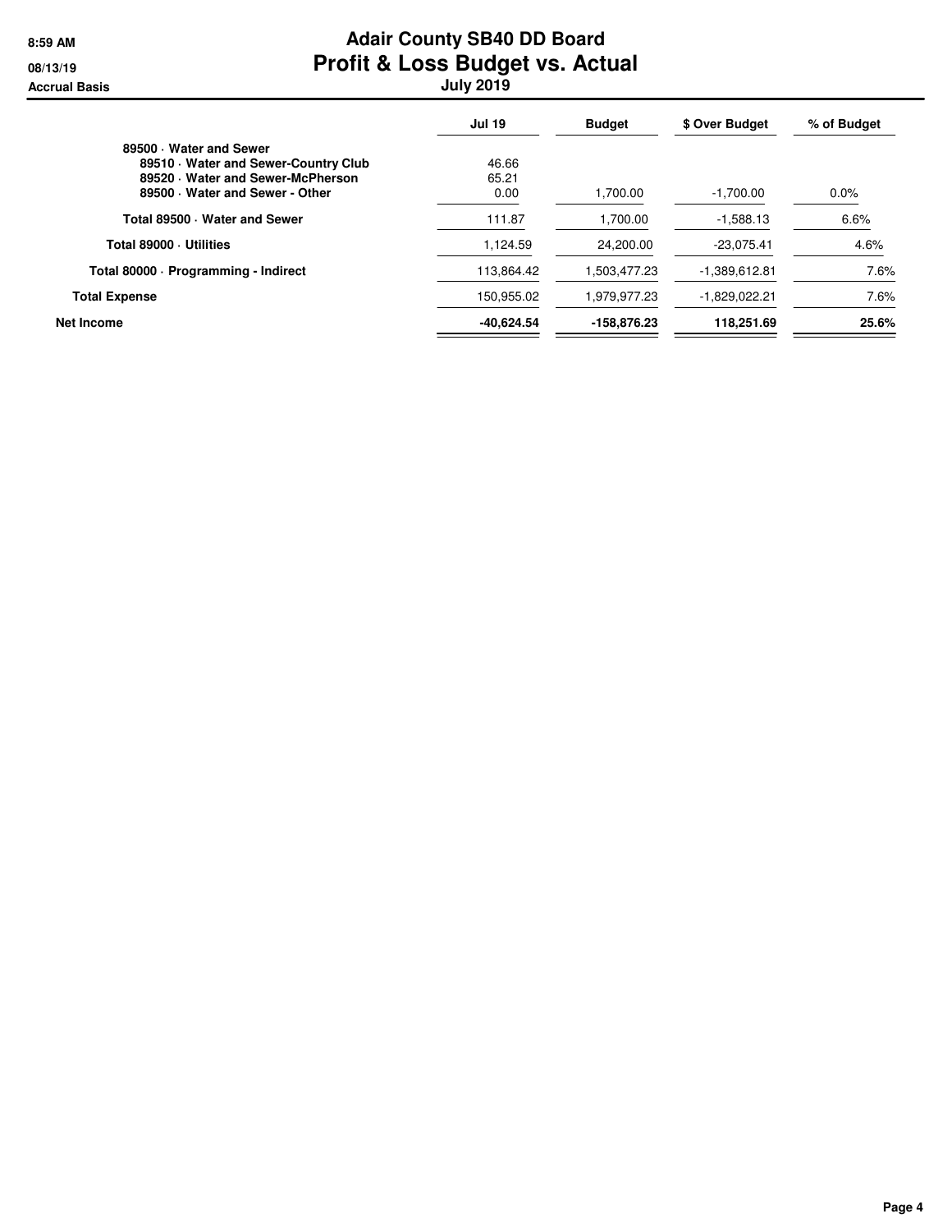# Adair County SB40 DD Board

## Profit & Loss Budget vs. Actual

### July 2019

8:59 AM
08/13/19
Accrual Basis

| | Jul 19 | Budget | $ Over Budget | % of Budget |
|---|---|---|---|---|
| 89500 · Water and Sewer | | | | |
| 89510 · Water and Sewer-Country Club | 46.66 | | | |
| 89520 · Water and Sewer-McPherson | 65.21 | | | |
| 89500 · Water and Sewer - Other | 0.00 | 1,700.00 | -1,700.00 | 0.0% |
| Total 89500 · Water and Sewer | 111.87 | 1,700.00 | -1,588.13 | 6.6% |
| Total 89000 · Utilities | 1,124.59 | 24,200.00 | -23,075.41 | 4.6% |
| Total 80000 · Programming - Indirect | 113,864.42 | 1,503,477.23 | -1,389,612.81 | 7.6% |
| Total Expense | 150,955.02 | 1,979,977.23 | -1,829,022.21 | 7.6% |
| **Net Income** | **-40,624.54** | **-158,876.23** | **118,251.69** | **25.6%** |